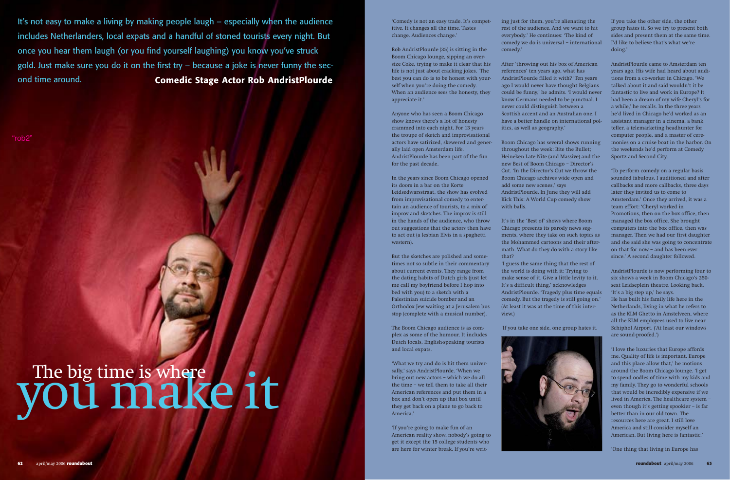It's not easy to make a living by making people laugh – especially when the audience includes Netherlanders, local expats and a handful of stoned tourists every night. But once you hear them laugh (or you find yourself laughing) you know you've struck gold. Just make sure you do it on the first try – because a joke is never funny the second time around.

**Comedic Stage Actor Rob AndristPlourde**

"rob2"

# The big time is where you make it

'Comedy is not an easy trade. It's competitive. It changes all the time. Tastes change. Audiences change.'

Rob AndristPlourde (35) is sitting in the Boom Chicago lounge, sipping an oversize Coke, trying to make it clear that his life is not just about cracking jokes. 'The best you can do is to be honest with yourself when you're doing the comedy. When an audience sees the honesty, they appreciate it.'

Anyone who has seen a Boom Chicago show knows there's a lot of honesty crammed into each night. For 13 years the troupe of sketch and improvisational actors have satirized, skewered and generally laid open Amsterdam life. AndristPlourde has been part of the fun for the past decade.

In the years since Boom Chicago opened its doors in a bar on the Korte Leidsedwarsstraat, the show has evolved from improvisational comedy to entertain an audience of tourists, to a mix of improv and sketches. The improv is still in the hands of the audience, who throw out suggestions that the actors then have to act out (a lesbian Elvis in a spaghetti western).

But the sketches are polished and sometimes not so subtle in their commentary about current events. They range from the dating habits of Dutch girls (just let me call my boyfriend before I hop into bed with you) to a sketch with a Palestinian suicide bomber and an Orthodox Jew waiting at a Jerusalem bus stop (complete with a musical number).

The Boom Chicago audience is as complex as some of the humour. It includes Dutch locals, English-speaking tourists and local expats.

'What we try and do is hit them universally,' says AndristPlourde. 'When we bring out new actors – which we do all the time – we tell them to take all their American references and put them in a box and don't open up that box until they get back on a plane to go back to America.'

'If you're going to make fun of an American reality show, nobody's going to get it except the 15 college students who are here for winter break. If you're writing just for them, you're alienating the rest of the audience. And we want to hit everybody.' He continues: 'The kind of comedy we do is universal – international comedy.'

After 'throwing out his box of American references' ten years ago, what has AndristPlourde filled it with? 'Ten years ago I would never have thought Belgians could be funny,' he admits. 'I would never know Germans needed to be punctual. I never could distinguish between a Scottish accent and an Australian one. I have a better handle on international politics, as well as geography.'

Boom Chicago has several shows running throughout the week: Bite the Bullet; Heineken Late Nite (and Massive) and the new Best of Boom Chicago – Director's Cut. 'In the Director's Cut we throw the Boom Chicago archives wide open and add some new scenes,' says AndristPlourde. In June they will add Kick This: A World Cup comedy show with balls.

It's in the 'Best of' shows where Boom Chicago presents its parody news segments, where they take on such topics as the Mohammed cartoons and their aftermath. What do they do with a story like that?

'I guess the same thing that the rest of the world is doing with it: Trying to make sense of it. Give a little levity to it. It's a difficult thing,' acknowledges AndristPlourde. 'Tragedy plus time equals comedy. But the tragedy is still going on.' (At least it was at the time of this interview.)

'If you take one side, one group hates it. If you take the other side, the other group hates it. So we try to present both sides and present them at the same time. I'd like to believe that's what we're doing.'

AndristPlourde came to Amsterdam ten years ago. His wife had heard about auditions from a co-worker in Chicago. 'We talked about it and said wouldn't it be fantastic to live and work in Europe? It had been a dream of my wife Cheryl's for a while,' he recalls. In the three years he'd lived in Chicago he'd worked as an assistant manager in a cinema, a bank teller, a telemarketing headhunter for computer people, and a master of ceremonies on a cruise boat in the harbor. On the weekends he'd perform at Comedy Sportz and Second City.

'To perform comedy on a regular basis sounded fabulous. I auditioned and after callbacks and more callbacks, three days later they invited us to come to Amsterdam.' Once they arrived, it was a team effort: 'Cheryl worked in Promotions, then on the box office, then managed the box office. She brought computers into the box office, then was manager. Then we had our first daughter and she said she was going to concentrate on that for now – and has been ever since.' A second daughter followed.

AndristPlourde is now performing four to six shows a week in Boom Chicago's 250-seat Leidseplein theatre. Looking back, 'It's a big step up,' he says.
He has built his family life here in the Netherlands, living in what he refers to as the KLM Ghetto in Amstelveen, where all the KLM employees used to live near Schiphol Airport. ('At least our windows are sound-proofed.')

'I love the luxuries that Europe affords me. Quality of life is important. Europe and this place allow that,' he motions around the Boom Chicago lounge. 'I get to spend oodles of time with my kids and my family. They go to wonderful schools that would be incredibly expensive if we lived in America. The healthcare system – even though it's getting spookier – is far better than in our old town. The resources here are great. I still love America and still consider myself an American. But living here is fantastic.'

'One thing that living in Europe has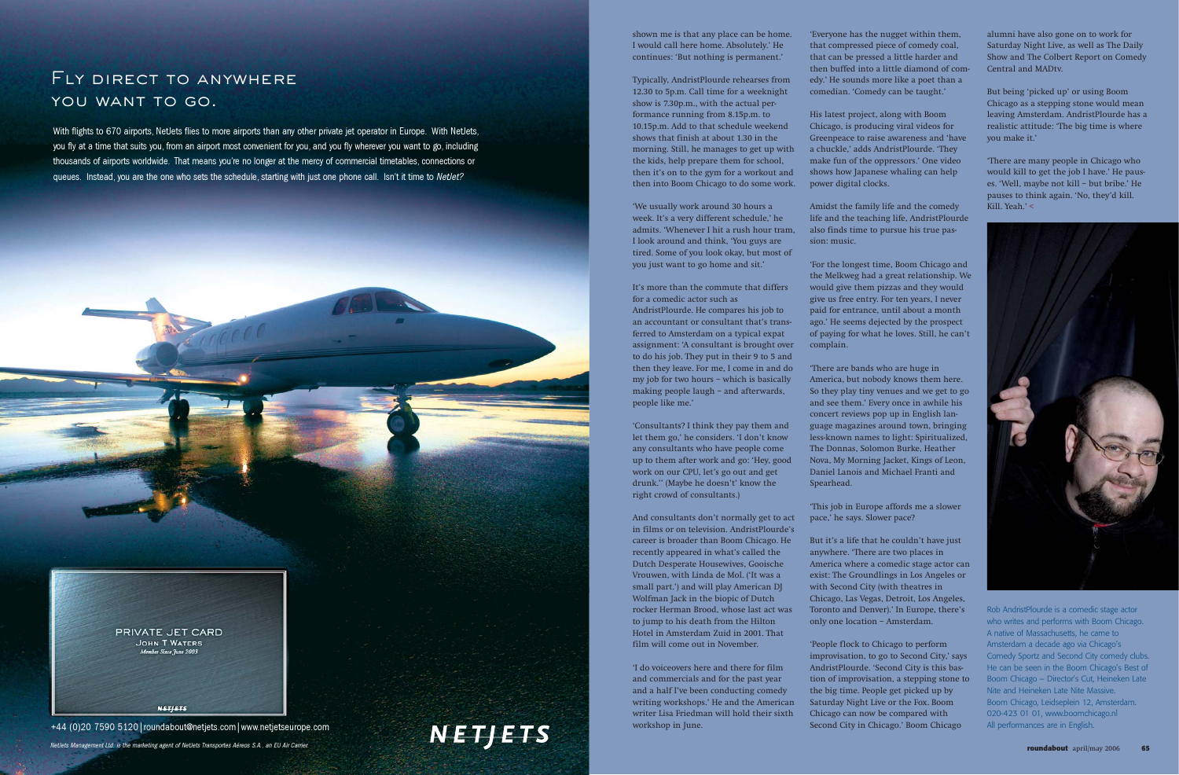# Fly direct to anywhere you want to go.

With flights to 670 airports, NetJets flies to more airports than any other private jet operator in Europe. With NetJets, you fly at a time that suits you, from an airport most convenient for you, and you fly wherever you want to go, including thousands of airports worldwide. That means you're no longer at the mercy of commercial timetables, connections or queues. Instead, you are the one who sets the schedule, starting with just one phone call. Isn't it time to *NetJet?*

PRIVATE JET CARD
JOHN T WATERS
*Member Since June 2003*

+44 (0)20 7590 5120 | roundabout@netjets.com | www.netjetseurope.com

*NetJets Management Ltd. is the marketing agent of NetJets Transportes Aéreos S.A., an EU Air Carrier.*

NETJETS

shown me is that any place can be home. I would call here home. Absolutely.' He continues: 'But nothing is permanent.'

Typically, AndristPlourde rehearses from 12.30 to 5p.m. Call time for a weeknight show is 7.30p.m., with the actual performance running from 8.15p.m. to 10.15p.m. Add to that schedule weekend shows that finish at about 1.30 in the morning. Still, he manages to get up with the kids, help prepare them for school, then it's on to the gym for a workout and then into Boom Chicago to do some work.

'We usually work around 30 hours a week. It's a very different schedule,' he admits. 'Whenever I hit a rush hour tram, I look around and think, 'You guys are tired. Some of you look okay, but most of you just want to go home and sit.'

It's more than the commute that differs for a comedic actor such as AndristPlourde. He compares his job to an accountant or consultant that's transferred to Amsterdam on a typical expat assignment: 'A consultant is brought over to do his job. They put in their 9 to 5 and then they leave. For me, I come in and do my job for two hours – which is basically making people laugh – and afterwards, people like me.'

'Consultants? I think they pay them and let them go,' he considers. 'I don't know any consultants who have people come up to them after work and go: 'Hey, good work on our CPU, let's go out and get drunk.'' (Maybe he doesn't' know the right crowd of consultants.)

And consultants don't normally get to act in films or on television. AndristPlourde's career is broader than Boom Chicago. He recently appeared in what's called the Dutch Desperate Housewives, Gooische Vrouwen, with Linda de Mol. ('It was a small part.') and will play American DJ Wolfman Jack in the biopic of Dutch rocker Herman Brood, whose last act was to jump to his death from the Hilton Hotel in Amsterdam Zuid in 2001. That film will come out in November.

'I do voiceovers here and there for film and commercials and for the past year and a half I've been conducting comedy writing workshops.' He and the American writer Lisa Friedman will hold their sixth workshop in June.

'Everyone has the nugget within them, that compressed piece of comedy coal, that can be pressed a little harder and then buffed into a little diamond of comedy.' He sounds more like a poet than a comedian. 'Comedy can be taught.'

His latest project, along with Boom Chicago, is producing viral videos for Greenpeace to raise awareness and 'have a chuckle,' adds AndristPlourde. 'They make fun of the oppressors.' One video shows how Japanese whaling can help power digital clocks.

Amidst the family life and the comedy life and the teaching life, AndristPlourde also finds time to pursue his true passion: music.

'For the longest time, Boom Chicago and the Melkweg had a great relationship. We would give them pizzas and they would give us free entry. For ten years, I never paid for entrance, until about a month ago.' He seems dejected by the prospect of paying for what he loves. Still, he can't complain.

'There are bands who are huge in America, but nobody knows them here. So they play tiny venues and we get to go and see them.' Every once in awhile his concert reviews pop up in English language magazines around town, bringing less-known names to light: Spiritualized, The Donnas, Solomon Burke, Heather Nova, My Morning Jacket, Kings of Leon, Daniel Lanois and Michael Franti and Spearhead.

'This job in Europe affords me a slower pace,' he says. Slower pace?

But it's a life that he couldn't have just anywhere. 'There are two places in America where a comedic stage actor can exist: The Groundlings in Los Angeles or with Second City (with theatres in Chicago, Las Vegas, Detroit, Los Angeles, Toronto and Denver).' In Europe, there's only one location – Amsterdam.

'People flock to Chicago to perform improvisation, to go to Second City,' says AndristPlourde. 'Second City is this bastion of improvisation, a stepping stone to the big time. People get picked up by Saturday Night Live or the Fox. Boom Chicago can now be compared with Second City in Chicago.' Boom Chicago alumni have also gone on to work for Saturday Night Live, as well as The Daily Show and The Colbert Report on Comedy Central and MADtv.

But being 'picked up' or using Boom Chicago as a stepping stone would mean leaving Amsterdam. AndristPlourde has a realistic attitude: 'The big time is where you make it.'

'There are many people in Chicago who would kill to get the job I have.' He pauses. 'Well, maybe not kill – but bribe.' He pauses to think again. 'No, they'd kill. Kill. Yeah.' <

Rob AndristPlourde is a comedic stage actor who writes and performs with Boom Chicago. A native of Massachusetts, he came to Amsterdam a decade ago via Chicago's Comedy Sportz and Second City comedy clubs. He can be seen in the Boom Chicago's Best of Boom Chicago – Director's Cut, Heineken Late Nite and Heineken Late Nite Massive.
Boom Chicago, Leidseplein 12, Amsterdam. 020-423 01 01, www.boomchicago.nl
All performances are in English.